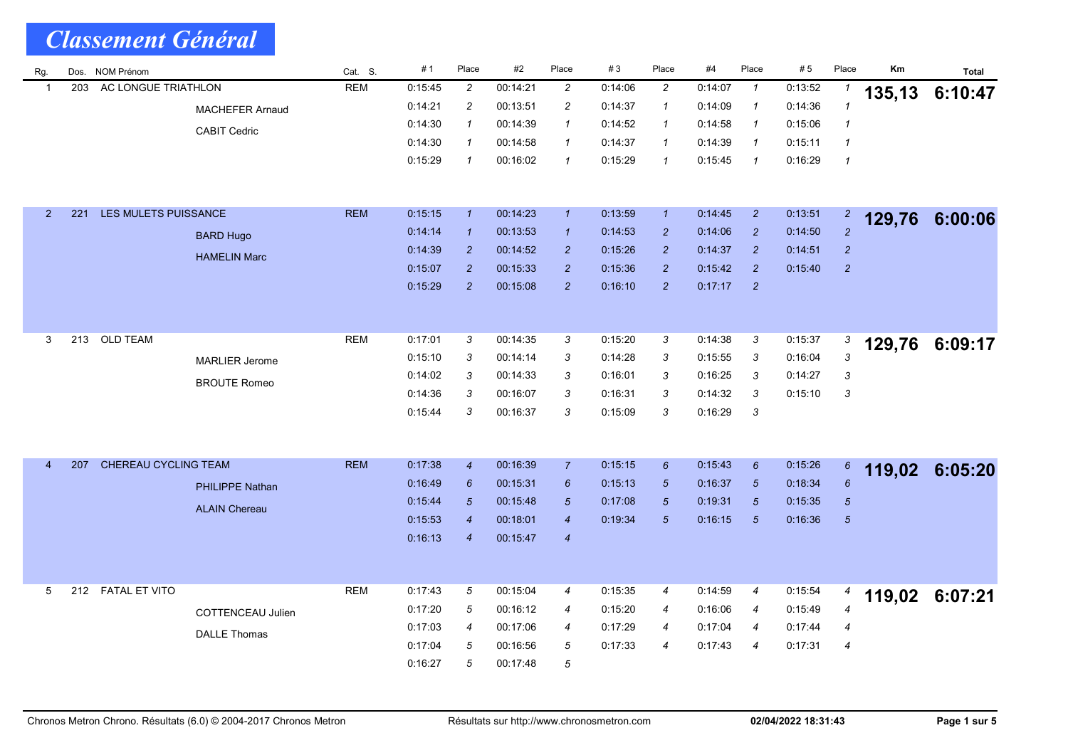# Classement Général

| Rg. | Dos. | NOM Prénom | Cat. S. | #1 | Place | #2 | Place | #3 | Place | #4 | Place | #5 | Place | Km | Total |
|---|---|---|---|---|---|---|---|---|---|---|---|---|---|---|---|
| 1 | 203 | AC LONGUE TRIATHLON | REM | 0:15:45 | 2 | 00:14:21 | 2 | 0:14:06 | 2 | 0:14:07 | 1 | 0:13:52 | 1 | **135,13** | **6:10:47** |
| | | MACHEFER Arnaud | | 0:14:21 | 2 | 00:13:51 | 2 | 0:14:37 | 1 | 0:14:09 | 1 | 0:14:36 | 1 | | |
| | | CABIT Cedric | | 0:14:30 | 1 | 00:14:39 | 1 | 0:14:52 | 1 | 0:14:58 | 1 | 0:15:06 | 1 | | |
| | | | | 0:14:30 | 1 | 00:14:58 | 1 | 0:14:37 | 1 | 0:14:39 | 1 | 0:15:11 | 1 | | |
| | | | | 0:15:29 | 1 | 00:16:02 | 1 | 0:15:29 | 1 | 0:15:45 | 1 | 0:16:29 | 1 | | |
| 2 | 221 | LES MULETS PUISSANCE | REM | 0:15:15 | 1 | 00:14:23 | 1 | 0:13:59 | 1 | 0:14:45 | 2 | 0:13:51 | 2 | **129,76** | **6:00:06** |
| | | BARD Hugo | | 0:14:14 | 1 | 00:13:53 | 1 | 0:14:53 | 2 | 0:14:06 | 2 | 0:14:50 | 2 | | |
| | | HAMELIN Marc | | 0:14:39 | 2 | 00:14:52 | 2 | 0:15:26 | 2 | 0:14:37 | 2 | 0:14:51 | 2 | | |
| | | | | 0:15:07 | 2 | 00:15:33 | 2 | 0:15:36 | 2 | 0:15:42 | 2 | 0:15:40 | 2 | | |
| | | | | 0:15:29 | 2 | 00:15:08 | 2 | 0:16:10 | 2 | 0:17:17 | 2 | | | | |
| 3 | 213 | OLD TEAM | REM | 0:17:01 | 3 | 00:14:35 | 3 | 0:15:20 | 3 | 0:14:38 | 3 | 0:15:37 | 3 | **129,76** | **6:09:17** |
| | | MARLIER Jerome | | 0:15:10 | 3 | 00:14:14 | 3 | 0:14:28 | 3 | 0:15:55 | 3 | 0:16:04 | 3 | | |
| | | BROUTE Romeo | | 0:14:02 | 3 | 00:14:33 | 3 | 0:16:01 | 3 | 0:16:25 | 3 | 0:14:27 | 3 | | |
| | | | | 0:14:36 | 3 | 00:16:07 | 3 | 0:16:31 | 3 | 0:14:32 | 3 | 0:15:10 | 3 | | |
| | | | | 0:15:44 | 3 | 00:16:37 | 3 | 0:15:09 | 3 | 0:16:29 | 3 | | | | |
| 4 | 207 | CHEREAU CYCLING TEAM | REM | 0:17:38 | 4 | 00:16:39 | 7 | 0:15:15 | 6 | 0:15:43 | 6 | 0:15:26 | 6 | **119,02** | **6:05:20** |
| | | PHILIPPE Nathan | | 0:16:49 | 6 | 00:15:31 | 6 | 0:15:13 | 5 | 0:16:37 | 5 | 0:18:34 | 6 | | |
| | | ALAIN Chereau | | 0:15:44 | 5 | 00:15:48 | 5 | 0:17:08 | 5 | 0:19:31 | 5 | 0:15:35 | 5 | | |
| | | | | 0:15:53 | 4 | 00:18:01 | 4 | 0:19:34 | 5 | 0:16:15 | 5 | 0:16:36 | 5 | | |
| | | | | 0:16:13 | 4 | 00:15:47 | 4 | | | | | | | | |
| 5 | 212 | FATAL ET VITO | REM | 0:17:43 | 5 | 00:15:04 | 4 | 0:15:35 | 4 | 0:14:59 | 4 | 0:15:54 | 4 | **119,02** | **6:07:21** |
| | | COTTENCEAU Julien | | 0:17:20 | 5 | 00:16:12 | 4 | 0:15:20 | 4 | 0:16:06 | 4 | 0:15:49 | 4 | | |
| | | DALLE Thomas | | 0:17:03 | 4 | 00:17:06 | 4 | 0:17:29 | 4 | 0:17:04 | 4 | 0:17:44 | 4 | | |
| | | | | 0:17:04 | 5 | 00:16:56 | 5 | 0:17:33 | 4 | 0:17:43 | 4 | 0:17:31 | 4 | | |
| | | | | 0:16:27 | 5 | 00:17:48 | 5 | | | | | | | | |

Chronos Metron Chrono. Résultats (6.0) © 2004-2017 Chronos Metron — Résultats sur http://www.chronosmetron.com — **02/04/2022 18:31:43**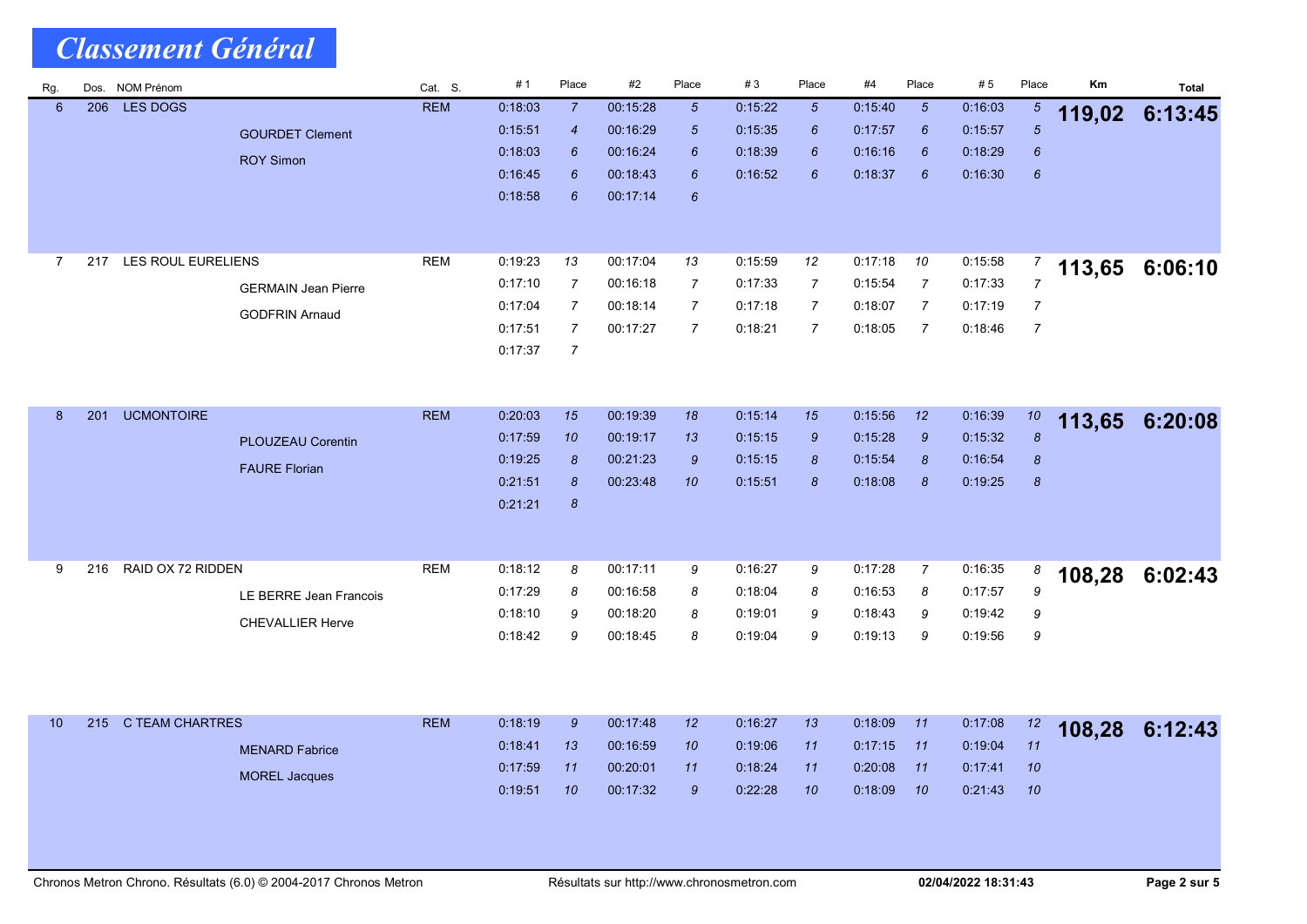# Classement Général

| Rg. | Dos. | NOM Prénom | Cat. S. | # 1 | Place | #2 | Place | # 3 | Place | #4 | Place | # 5 | Place | Km | Total |
|---|---|---|---|---|---|---|---|---|---|---|---|---|---|---|---|
| 6 | 206 | LES DOGS | REM | 0:18:03 | 7 | 00:15:28 | 5 | 0:15:22 | 5 | 0:15:40 | 5 | 0:16:03 | 5 | 119,02 | 6:13:45 |
| | | GOURDET Clement | | 0:15:51 | 4 | 00:16:29 | 5 | 0:15:35 | 6 | 0:17:57 | 6 | 0:15:57 | 5 | | |
| | | ROY Simon | | 0:18:03 | 6 | 00:16:24 | 6 | 0:18:39 | 6 | 0:16:16 | 6 | 0:18:29 | 6 | | |
| | | | | 0:16:45 | 6 | 00:18:43 | 6 | 0:16:52 | 6 | 0:18:37 | 6 | 0:16:30 | 6 | | |
| | | | | 0:18:58 | 6 | 00:17:14 | 6 | | | | | | | | |
| 7 | 217 | LES ROUL EURELIENS | REM | 0:19:23 | 13 | 00:17:04 | 13 | 0:15:59 | 12 | 0:17:18 | 10 | 0:15:58 | 7 | 113,65 | 6:06:10 |
| | | GERMAIN Jean Pierre | | 0:17:10 | 7 | 00:16:18 | 7 | 0:17:33 | 7 | 0:15:54 | 7 | 0:17:33 | 7 | | |
| | | GODFRIN Arnaud | | 0:17:04 | 7 | 00:18:14 | 7 | 0:17:18 | 7 | 0:18:07 | 7 | 0:17:19 | 7 | | |
| | | | | 0:17:51 | 7 | 00:17:27 | 7 | 0:18:21 | 7 | 0:18:05 | 7 | 0:18:46 | 7 | | |
| | | | | 0:17:37 | 7 | | | | | | | | | | |
| 8 | 201 | UCMONTOIRE | REM | 0:20:03 | 15 | 00:19:39 | 18 | 0:15:14 | 15 | 0:15:56 | 12 | 0:16:39 | 10 | 113,65 | 6:20:08 |
| | | PLOUZEAU Corentin | | 0:17:59 | 10 | 00:19:17 | 13 | 0:15:15 | 9 | 0:15:28 | 9 | 0:15:32 | 8 | | |
| | | FAURE Florian | | 0:19:25 | 8 | 00:21:23 | 9 | 0:15:15 | 8 | 0:15:54 | 8 | 0:16:54 | 8 | | |
| | | | | 0:21:51 | 8 | 00:23:48 | 10 | 0:15:51 | 8 | 0:18:08 | 8 | 0:19:25 | 8 | | |
| | | | | 0:21:21 | 8 | | | | | | | | | | |
| 9 | 216 | RAID OX 72 RIDDEN | REM | 0:18:12 | 8 | 00:17:11 | 9 | 0:16:27 | 9 | 0:17:28 | 7 | 0:16:35 | 8 | 108,28 | 6:02:43 |
| | | LE BERRE Jean Francois | | 0:17:29 | 8 | 00:16:58 | 8 | 0:18:04 | 8 | 0:16:53 | 8 | 0:17:57 | 9 | | |
| | | CHEVALLIER Herve | | 0:18:10 | 9 | 00:18:20 | 8 | 0:19:01 | 9 | 0:18:43 | 9 | 0:19:42 | 9 | | |
| | | | | 0:18:42 | 9 | 00:18:45 | 8 | 0:19:04 | 9 | 0:19:13 | 9 | 0:19:56 | 9 | | |
| 10 | 215 | C TEAM CHARTRES | REM | 0:18:19 | 9 | 00:17:48 | 12 | 0:16:27 | 13 | 0:18:09 | 11 | 0:17:08 | 12 | 108,28 | 6:12:43 |
| | | MENARD Fabrice | | 0:18:41 | 13 | 00:16:59 | 10 | 0:19:06 | 11 | 0:17:15 | 11 | 0:19:04 | 11 | | |
| | | MOREL Jacques | | 0:17:59 | 11 | 00:20:01 | 11 | 0:18:24 | 11 | 0:20:08 | 11 | 0:17:41 | 10 | | |
| | | | | 0:19:51 | 10 | 00:17:32 | 9 | 0:22:28 | 10 | 0:18:09 | 10 | 0:21:43 | 10 | | |

Chronos Metron Chrono. Résultats (6.0) © 2004-2017 Chronos Metron — Résultats sur http://www.chronosmetron.com — 02/04/2022 18:31:43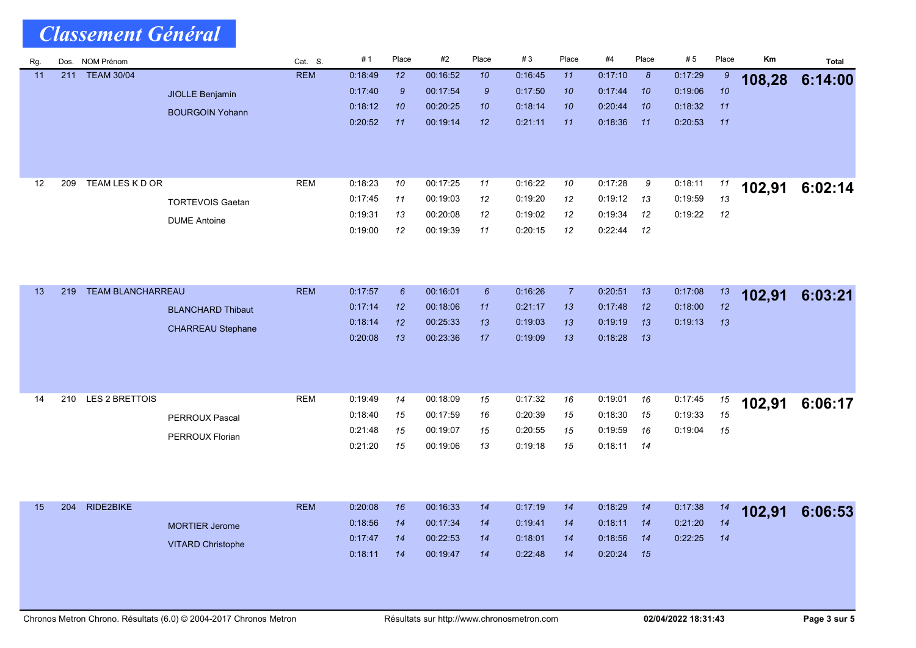# Classement Général

| Rg. | Dos. | NOM Prénom | Cat. S. | #1 | Place | #2 | Place | #3 | Place | #4 | Place | #5 | Place | Km | Total |
|---|---|---|---|---|---|---|---|---|---|---|---|---|---|---|---|
| 11 | 211 | TEAM 30/04 | REM | 0:18:49 | 12 | 00:16:52 | 10 | 00:16:45 | 11 | 0:17:10 | 8 | 0:17:29 | 9 | **108,28** | **6:14:00** |
| | | JIOLLE Benjamin | | 0:17:40 | 9 | 00:17:54 | 9 | 0:17:50 | 10 | 0:17:44 | 10 | 0:19:06 | 10 | | |
| | | BOURGOIN Yohann | | 0:18:12 | 10 | 00:20:25 | 10 | 0:18:14 | 10 | 0:20:44 | 10 | 0:18:32 | 11 | | |
| | | | | 0:20:52 | 11 | 00:19:14 | 12 | 0:21:11 | 11 | 0:18:36 | 11 | 0:20:53 | 11 | | |
| 12 | 209 | TEAM LES K D OR | REM | 0:18:23 | 10 | 00:17:25 | 11 | 0:16:22 | 10 | 0:17:28 | 9 | 0:18:11 | 11 | **102,91** | **6:02:14** |
| | | TORTEVOIS Gaetan | | 0:17:45 | 11 | 00:19:03 | 12 | 0:19:20 | 12 | 0:19:12 | 13 | 0:19:59 | 13 | | |
| | | DUME Antoine | | 0:19:31 | 13 | 00:20:08 | 12 | 0:19:02 | 12 | 0:19:34 | 12 | 0:19:22 | 12 | | |
| | | | | 0:19:00 | 12 | 00:19:39 | 11 | 0:20:15 | 12 | 0:22:44 | 12 | | | | |
| 13 | 219 | TEAM BLANCHARREAU | REM | 0:17:57 | 6 | 00:16:01 | 6 | 0:16:26 | 7 | 0:20:51 | 13 | 0:17:08 | 13 | **102,91** | **6:03:21** |
| | | BLANCHARD Thibaut | | 0:17:14 | 12 | 00:18:06 | 11 | 0:21:17 | 13 | 0:17:48 | 12 | 0:18:00 | 12 | | |
| | | CHARREAU Stephane | | 0:18:14 | 12 | 00:25:33 | 13 | 0:19:03 | 13 | 0:19:19 | 13 | 0:19:13 | 13 | | |
| | | | | 0:20:08 | 13 | 00:23:36 | 17 | 0:19:09 | 13 | 0:18:28 | 13 | | | | |
| 14 | 210 | LES 2 BRETTOIS | REM | 0:19:49 | 14 | 00:18:09 | 15 | 0:17:32 | 16 | 0:19:01 | 16 | 0:17:45 | 15 | **102,91** | **6:06:17** |
| | | PERROUX Pascal | | 0:18:40 | 15 | 00:17:59 | 16 | 0:20:39 | 15 | 0:18:30 | 15 | 0:19:33 | 15 | | |
| | | PERROUX Florian | | 0:21:48 | 15 | 00:19:07 | 15 | 0:20:55 | 15 | 0:19:59 | 16 | 0:19:04 | 15 | | |
| | | | | 0:21:20 | 15 | 00:19:06 | 13 | 0:19:18 | 15 | 0:18:11 | 14 | | | | |
| 15 | 204 | RIDE2BIKE | REM | 0:20:08 | 16 | 00:16:33 | 14 | 0:17:19 | 14 | 0:18:29 | 14 | 0:17:38 | 14 | **102,91** | **6:06:53** |
| | | MORTIER Jerome | | 0:18:56 | 14 | 00:17:34 | 14 | 0:19:41 | 14 | 0:18:11 | 14 | 0:21:20 | 14 | | |
| | | VITARD Christophe | | 0:17:47 | 14 | 00:22:53 | 14 | 0:18:01 | 14 | 0:18:56 | 14 | 0:22:25 | 14 | | |
| | | | | 0:18:11 | 14 | 00:19:47 | 14 | 0:22:48 | 14 | 0:20:24 | 15 | | | | |

Chronos Metron Chrono. Résultats (6.0) © 2004-2017 Chronos Metron — Résultats sur http://www.chronosmetron.com — 02/04/2022 18:31:43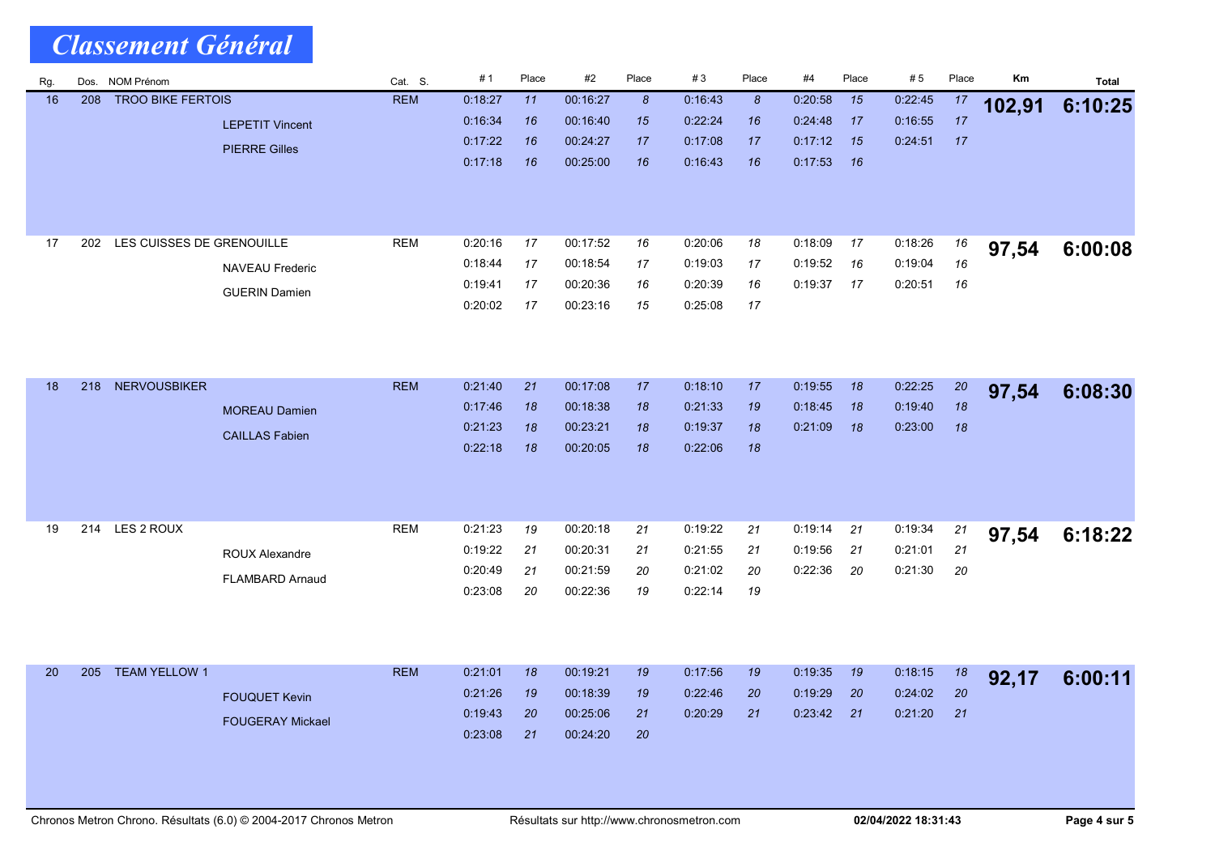# Classement Général

| Rg. | Dos. | NOM Prénom | Cat. S. | # 1 | Place | #2 | Place | # 3 | Place | #4 | Place | # 5 | Place | Km | Total |
|---|---|---|---|---|---|---|---|---|---|---|---|---|---|---|---|
| 16 | 208 | TROO BIKE FERTOIS | REM | 0:18:27 | 11 | 00:16:27 | 8 | 0:16:43 | 8 | 0:20:58 | 15 | 0:22:45 | 17 | 102,91 | 6:10:25 |
| | | LEPETIT Vincent | | 0:16:34 | 16 | 00:16:40 | 15 | 0:22:24 | 16 | 0:24:48 | 17 | 0:16:55 | 17 | | |
| | | PIERRE Gilles | | 0:17:22 | 16 | 00:24:27 | 17 | 0:17:08 | 17 | 0:17:12 | 15 | 0:24:51 | 17 | | |
| | | | | 0:17:18 | 16 | 00:25:00 | 16 | 0:16:43 | 16 | 0:17:53 | 16 | | | | |
| 17 | 202 | LES CUISSES DE GRENOUILLE | REM | 0:20:16 | 17 | 00:17:52 | 16 | 0:20:06 | 18 | 0:18:09 | 17 | 0:18:26 | 16 | 97,54 | 6:00:08 |
| | | NAVEAU Frederic | | 0:18:44 | 17 | 00:18:54 | 17 | 0:19:03 | 17 | 0:19:52 | 16 | 0:19:04 | 16 | | |
| | | GUERIN Damien | | 0:19:41 | 17 | 00:20:36 | 16 | 0:20:39 | 16 | 0:19:37 | 17 | 0:20:51 | 16 | | |
| | | | | 0:20:02 | 17 | 00:23:16 | 15 | 0:25:08 | 17 | | | | | | |
| 18 | 218 | NERVOUSBIKER | REM | 0:21:40 | 21 | 00:17:08 | 17 | 0:18:10 | 17 | 0:19:55 | 18 | 0:22:25 | 20 | 97,54 | 6:08:30 |
| | | MOREAU Damien | | 0:17:46 | 18 | 00:18:38 | 18 | 0:21:33 | 19 | 0:18:45 | 18 | 0:19:40 | 18 | | |
| | | CAILLAS Fabien | | 0:21:23 | 18 | 00:23:21 | 18 | 0:19:37 | 18 | 0:21:09 | 18 | 0:23:00 | 18 | | |
| | | | | 0:22:18 | 18 | 00:20:05 | 18 | 0:22:06 | 18 | | | | | | |
| 19 | 214 | LES 2 ROUX | REM | 0:21:23 | 19 | 00:20:18 | 21 | 0:19:22 | 21 | 0:19:14 | 21 | 0:19:34 | 21 | 97,54 | 6:18:22 |
| | | ROUX Alexandre | | 0:19:22 | 21 | 00:20:31 | 21 | 0:21:55 | 21 | 0:19:56 | 21 | 0:21:01 | 21 | | |
| | | FLAMBARD Arnaud | | 0:20:49 | 21 | 00:21:59 | 20 | 0:21:02 | 20 | 0:22:36 | 20 | 0:21:30 | 20 | | |
| | | | | 0:23:08 | 20 | 00:22:36 | 19 | 0:22:14 | 19 | | | | | | |
| 20 | 205 | TEAM YELLOW 1 | REM | 0:21:01 | 18 | 00:19:21 | 19 | 0:17:56 | 19 | 0:19:35 | 19 | 0:18:15 | 18 | 92,17 | 6:00:11 |
| | | FOUQUET Kevin | | 0:21:26 | 19 | 00:18:39 | 19 | 0:22:46 | 20 | 0:19:29 | 20 | 0:24:02 | 20 | | |
| | | FOUGERAY Mickael | | 0:19:43 | 20 | 00:25:06 | 21 | 0:20:29 | 21 | 0:23:42 | 21 | 0:21:20 | 21 | | |
| | | | | 0:23:08 | 21 | 00:24:20 | 20 | | | | | | | | |

Chronos Metron Chrono. Résultats (6.0) © 2004-2017 Chronos Metron — Résultats sur http://www.chronosmetron.com — 02/04/2022 18:31:43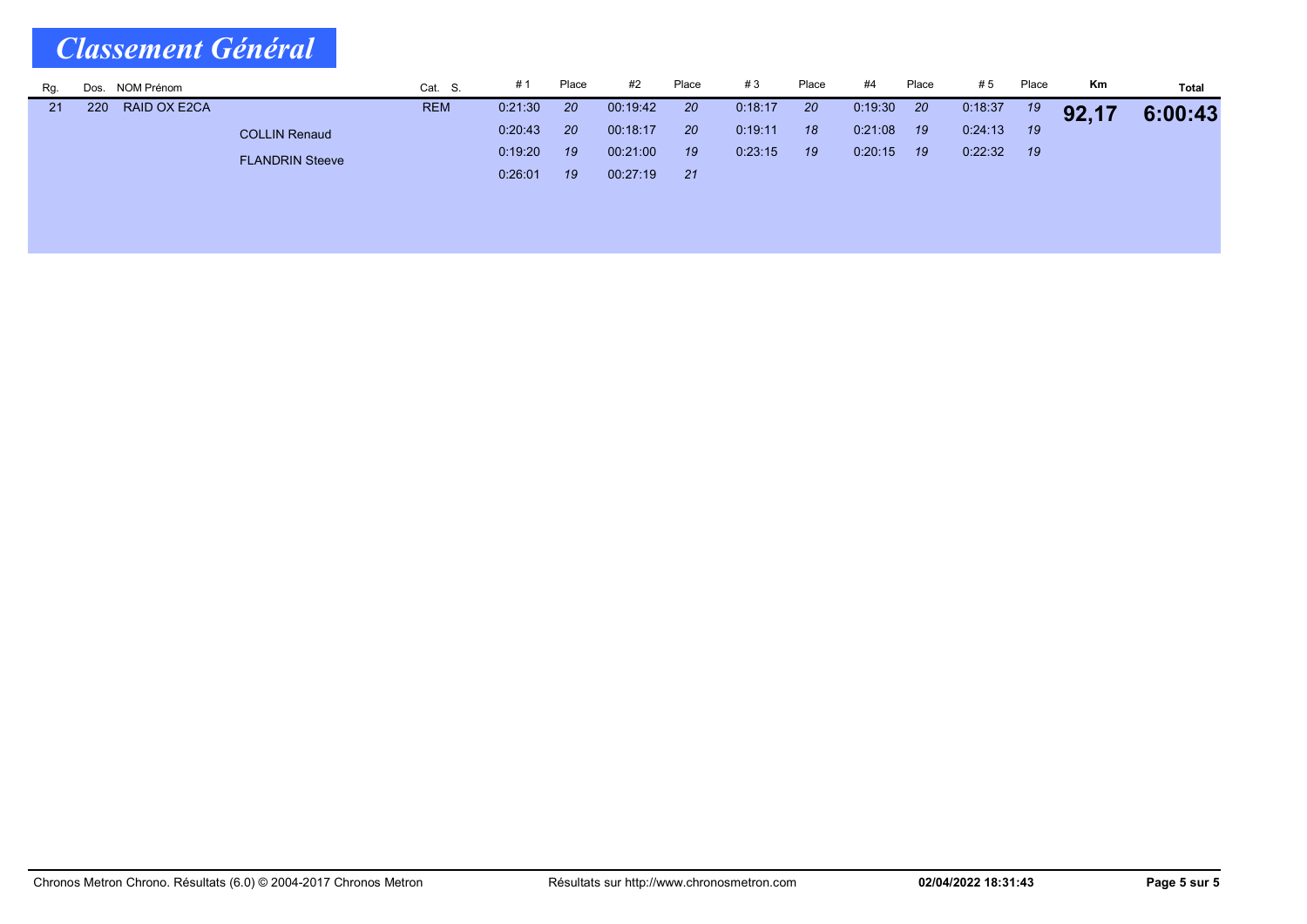# Classement Général

| Rg. | Dos. | NOM Prénom | | Cat. | S. | # 1 | Place | #2 | Place | # 3 | Place | #4 | Place | # 5 | Place | Km | Total |
|---|---|---|---|---|---|---|---|---|---|---|---|---|---|---|---|---|---|
| 21 | 220 | RAID OX E2CA | | REM | | 0:21:30 | *20* | 00:19:42 | *20* | 0:18:17 | *20* | 0:19:30 | *20* | 0:18:37 | *19* | **92,17** | **6:00:43** |
| | | | COLLIN Renaud | | | 0:20:43 | *20* | 00:18:17 | *20* | 0:19:11 | *18* | 0:21:08 | *19* | 0:24:13 | *19* | | |
| | | | FLANDRIN Steeve | | | 0:19:20 | *19* | 00:21:00 | *19* | 0:23:15 | *19* | 0:20:15 | *19* | 0:22:32 | *19* | | |
| | | | | | | 0:26:01 | *19* | 00:27:19 | *21* | | | | | | | | |

Chronos Metron Chrono. Résultats (6.0) © 2004-2017 Chronos Metron — Résultats sur http://www.chronosmetron.com — 02/04/2022 18:31:43